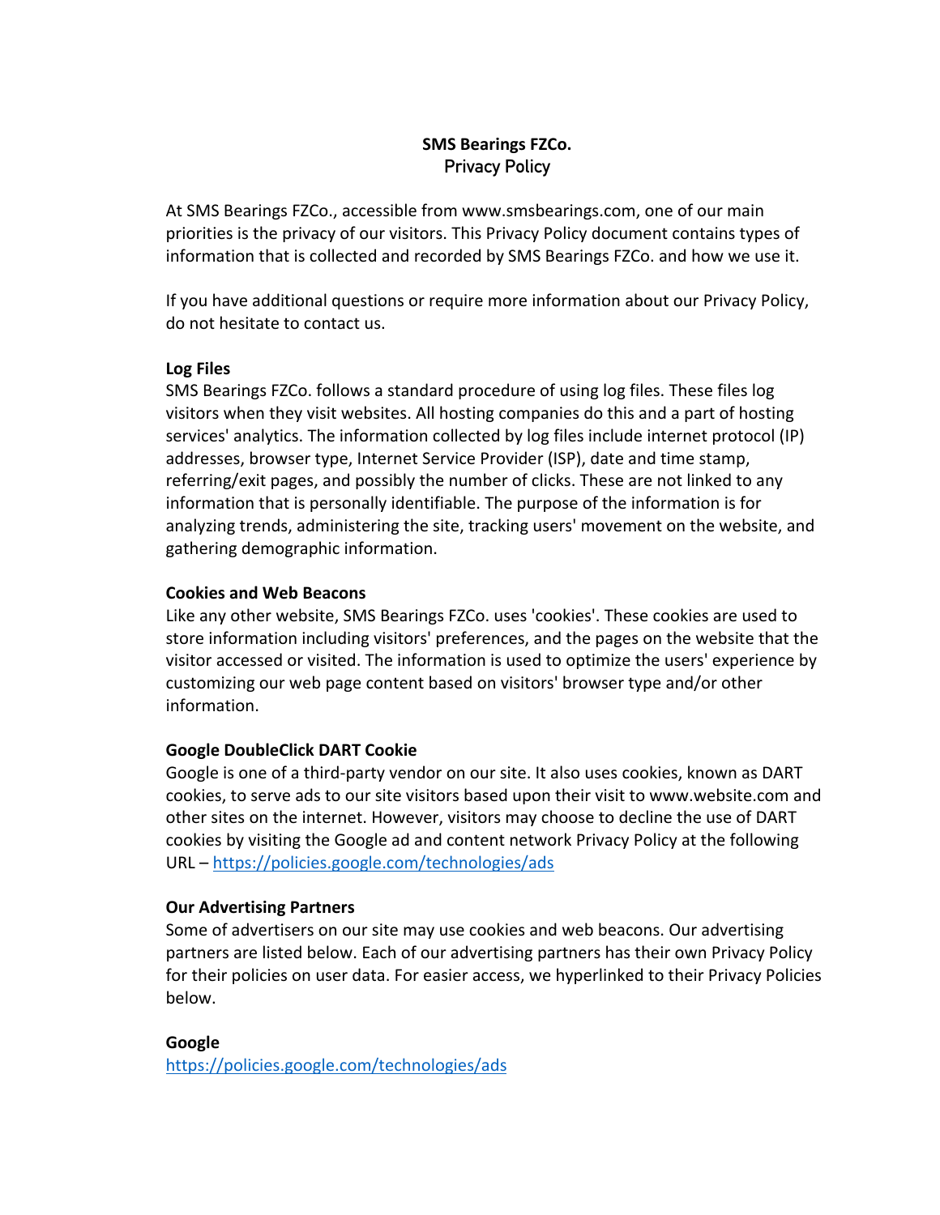**SMS Bearings FZCo.**
Privacy Policy

At SMS Bearings FZCo., accessible from www.smsbearings.com, one of our main priorities is the privacy of our visitors. This Privacy Policy document contains types of information that is collected and recorded by SMS Bearings FZCo. and how we use it.

If you have additional questions or require more information about our Privacy Policy, do not hesitate to contact us.

**Log Files**
SMS Bearings FZCo. follows a standard procedure of using log files. These files log visitors when they visit websites. All hosting companies do this and a part of hosting services' analytics. The information collected by log files include internet protocol (IP) addresses, browser type, Internet Service Provider (ISP), date and time stamp, referring/exit pages, and possibly the number of clicks. These are not linked to any information that is personally identifiable. The purpose of the information is for analyzing trends, administering the site, tracking users' movement on the website, and gathering demographic information.

**Cookies and Web Beacons**
Like any other website, SMS Bearings FZCo. uses 'cookies'. These cookies are used to store information including visitors' preferences, and the pages on the website that the visitor accessed or visited. The information is used to optimize the users' experience by customizing our web page content based on visitors' browser type and/or other information.

**Google DoubleClick DART Cookie**
Google is one of a third-party vendor on our site. It also uses cookies, known as DART cookies, to serve ads to our site visitors based upon their visit to www.website.com and other sites on the internet. However, visitors may choose to decline the use of DART cookies by visiting the Google ad and content network Privacy Policy at the following URL – https://policies.google.com/technologies/ads

**Our Advertising Partners**
Some of advertisers on our site may use cookies and web beacons. Our advertising partners are listed below. Each of our advertising partners has their own Privacy Policy for their policies on user data. For easier access, we hyperlinked to their Privacy Policies below.

**Google**
https://policies.google.com/technologies/ads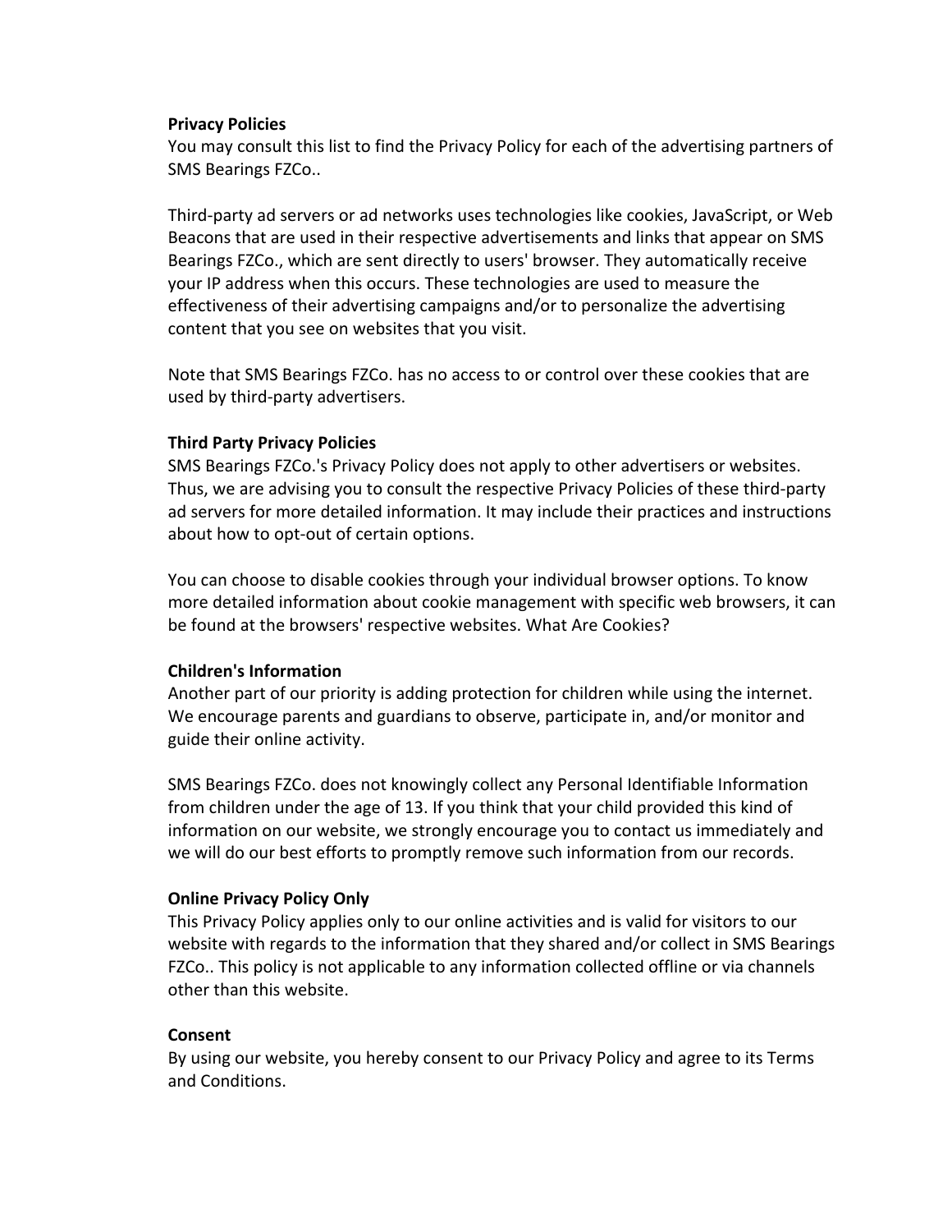**Privacy Policies**
You may consult this list to find the Privacy Policy for each of the advertising partners of SMS Bearings FZCo..

Third-party ad servers or ad networks uses technologies like cookies, JavaScript, or Web Beacons that are used in their respective advertisements and links that appear on SMS Bearings FZCo., which are sent directly to users' browser. They automatically receive your IP address when this occurs. These technologies are used to measure the effectiveness of their advertising campaigns and/or to personalize the advertising content that you see on websites that you visit.

Note that SMS Bearings FZCo. has no access to or control over these cookies that are used by third-party advertisers.

**Third Party Privacy Policies**
SMS Bearings FZCo.'s Privacy Policy does not apply to other advertisers or websites. Thus, we are advising you to consult the respective Privacy Policies of these third-party ad servers for more detailed information. It may include their practices and instructions about how to opt-out of certain options.

You can choose to disable cookies through your individual browser options. To know more detailed information about cookie management with specific web browsers, it can be found at the browsers' respective websites. What Are Cookies?

**Children's Information**
Another part of our priority is adding protection for children while using the internet. We encourage parents and guardians to observe, participate in, and/or monitor and guide their online activity.

SMS Bearings FZCo. does not knowingly collect any Personal Identifiable Information from children under the age of 13. If you think that your child provided this kind of information on our website, we strongly encourage you to contact us immediately and we will do our best efforts to promptly remove such information from our records.

**Online Privacy Policy Only**
This Privacy Policy applies only to our online activities and is valid for visitors to our website with regards to the information that they shared and/or collect in SMS Bearings FZCo.. This policy is not applicable to any information collected offline or via channels other than this website.

**Consent**
By using our website, you hereby consent to our Privacy Policy and agree to its Terms and Conditions.